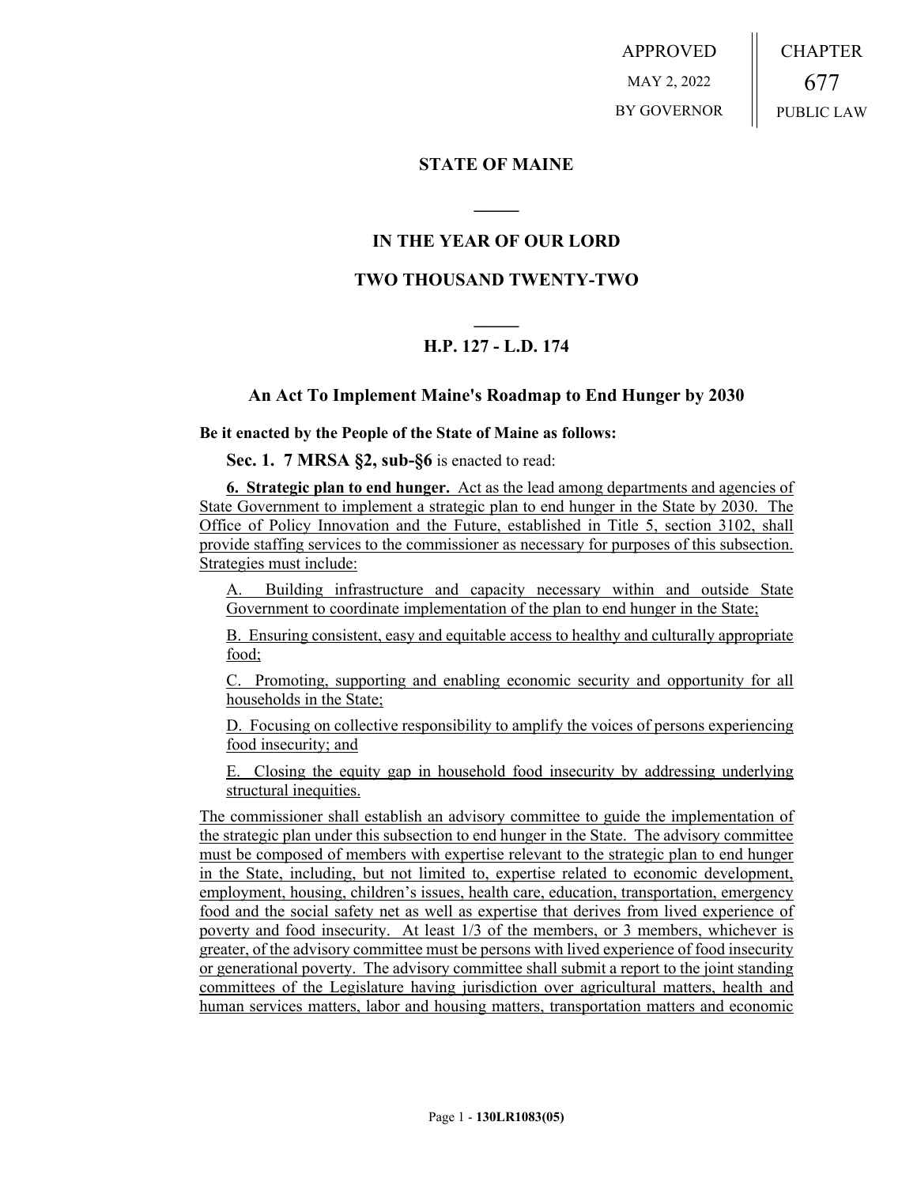APPROVED

MAY 2, 2022

BY GOVERNOR

CHAPTER

677

PUBLIC LAW

## STATE OF MAINE

## IN THE YEAR OF OUR LORD

## TWO THOUSAND TWENTY-TWO

## H.P. 127 - L.D. 174

### An Act To Implement Maine's Roadmap to End Hunger by 2030

**Be it enacted by the People of the State of Maine as follows:**

**Sec. 1. 7 MRSA §2, sub-§6** is enacted to read:

**6. Strategic plan to end hunger.** Act as the lead among departments and agencies of State Government to implement a strategic plan to end hunger in the State by 2030. The Office of Policy Innovation and the Future, established in Title 5, section 3102, shall provide staffing services to the commissioner as necessary for purposes of this subsection. Strategies must include:

A. Building infrastructure and capacity necessary within and outside State Government to coordinate implementation of the plan to end hunger in the State;

B. Ensuring consistent, easy and equitable access to healthy and culturally appropriate food;

C. Promoting, supporting and enabling economic security and opportunity for all households in the State;

D. Focusing on collective responsibility to amplify the voices of persons experiencing food insecurity; and

E. Closing the equity gap in household food insecurity by addressing underlying structural inequities.

The commissioner shall establish an advisory committee to guide the implementation of the strategic plan under this subsection to end hunger in the State. The advisory committee must be composed of members with expertise relevant to the strategic plan to end hunger in the State, including, but not limited to, expertise related to economic development, employment, housing, children's issues, health care, education, transportation, emergency food and the social safety net as well as expertise that derives from lived experience of poverty and food insecurity. At least 1/3 of the members, or 3 members, whichever is greater, of the advisory committee must be persons with lived experience of food insecurity or generational poverty. The advisory committee shall submit a report to the joint standing committees of the Legislature having jurisdiction over agricultural matters, health and human services matters, labor and housing matters, transportation matters and economic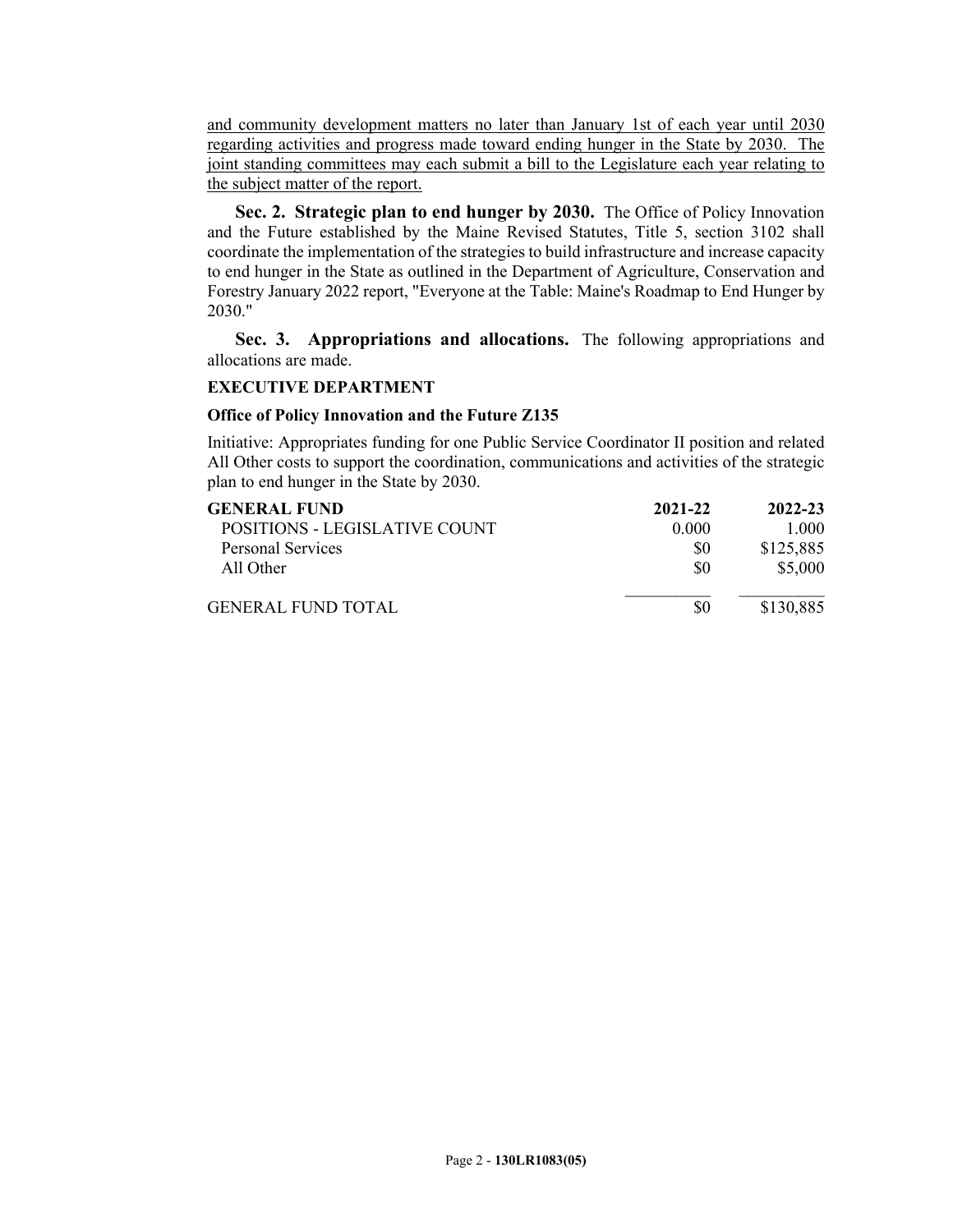and community development matters no later than January 1st of each year until 2030 regarding activities and progress made toward ending hunger in the State by 2030. The joint standing committees may each submit a bill to the Legislature each year relating to the subject matter of the report.

**Sec. 2. Strategic plan to end hunger by 2030.** The Office of Policy Innovation and the Future established by the Maine Revised Statutes, Title 5, section 3102 shall coordinate the implementation of the strategies to build infrastructure and increase capacity to end hunger in the State as outlined in the Department of Agriculture, Conservation and Forestry January 2022 report, "Everyone at the Table: Maine's Roadmap to End Hunger by 2030."

**Sec. 3. Appropriations and allocations.** The following appropriations and allocations are made.

**EXECUTIVE DEPARTMENT**

**Office of Policy Innovation and the Future Z135**

Initiative: Appropriates funding for one Public Service Coordinator II position and related All Other costs to support the coordination, communications and activities of the strategic plan to end hunger in the State by 2030.

| GENERAL FUND | 2021-22 | 2022-23 |
|---|---|---|
| POSITIONS - LEGISLATIVE COUNT | 0.000 | 1.000 |
| Personal Services | $0 | $125,885 |
| All Other | $0 | $5,000 |
| GENERAL FUND TOTAL | $0 | $130,885 |